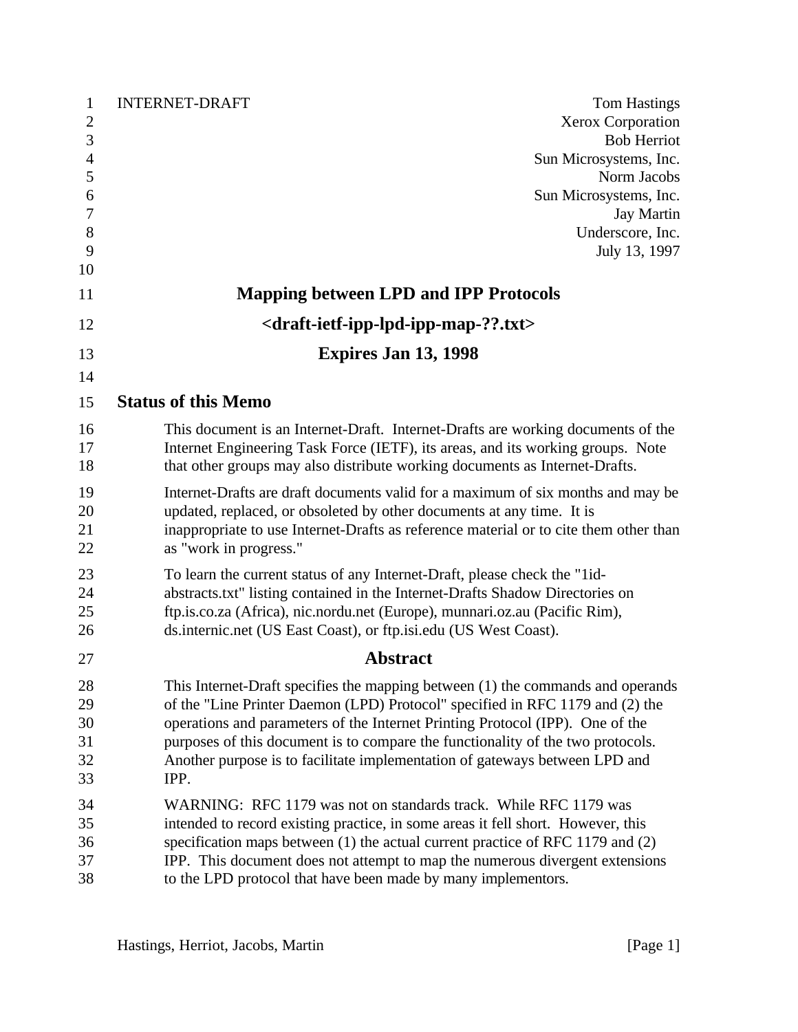INTERNET-DRAFT

Tom Hastings
Xerox Corporation
Bob Herriot
Sun Microsystems, Inc.
Norm Jacobs
Sun Microsystems, Inc.
Jay Martin
Underscore, Inc.
July 13, 1997

# Mapping between LPD and IPP Protocols

## <draft-ietf-ipp-lpd-ipp-map-??.txt>

## Expires Jan 13, 1998

## Status of this Memo

This document is an Internet-Draft. Internet-Drafts are working documents of the Internet Engineering Task Force (IETF), its areas, and its working groups. Note that other groups may also distribute working documents as Internet-Drafts.

Internet-Drafts are draft documents valid for a maximum of six months and may be updated, replaced, or obsoleted by other documents at any time. It is inappropriate to use Internet-Drafts as reference material or to cite them other than as "work in progress."

To learn the current status of any Internet-Draft, please check the "1id-abstracts.txt" listing contained in the Internet-Drafts Shadow Directories on ftp.is.co.za (Africa), nic.nordu.net (Europe), munnari.oz.au (Pacific Rim), ds.internic.net (US East Coast), or ftp.isi.edu (US West Coast).

## Abstract

This Internet-Draft specifies the mapping between (1) the commands and operands of the "Line Printer Daemon (LPD) Protocol" specified in RFC 1179 and (2) the operations and parameters of the Internet Printing Protocol (IPP). One of the purposes of this document is to compare the functionality of the two protocols. Another purpose is to facilitate implementation of gateways between LPD and IPP.

WARNING: RFC 1179 was not on standards track. While RFC 1179 was intended to record existing practice, in some areas it fell short. However, this specification maps between (1) the actual current practice of RFC 1179 and (2) IPP. This document does not attempt to map the numerous divergent extensions to the LPD protocol that have been made by many implementors.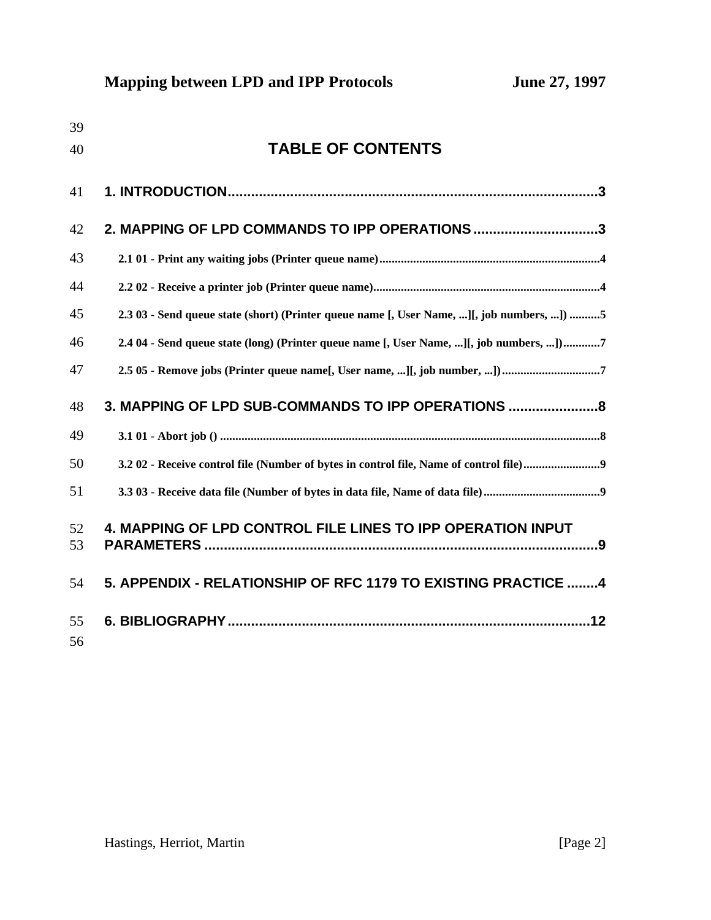# TABLE OF CONTENTS

1. INTRODUCTION ............................................................................................3

2. MAPPING OF LPD COMMANDS TO IPP OPERATIONS ................................3

- 2.1 01 - Print any waiting jobs (Printer queue name)........................................................................4
- 2.2 02 - Receive a printer job (Printer queue name)..........................................................................4
- 2.3 03 - Send queue state (short) (Printer queue name [, User Name, ...][, job numbers, ...]) ..........5
- 2.4 04 - Send queue state (long) (Printer queue name [, User Name, ...][, job numbers, ...])............7
- 2.5 05 - Remove jobs (Printer queue name[, User name, ...][, job number, ...])................................7

3. MAPPING OF LPD SUB-COMMANDS TO IPP OPERATIONS .......................8

- 3.1 01 - Abort job () ...........................................................................................................................8
- 3.2 02 - Receive control file (Number of bytes in control file, Name of control file).........................9
- 3.3 03 - Receive data file (Number of bytes in data file, Name of data file)......................................9

4. MAPPING OF LPD CONTROL FILE LINES TO IPP OPERATION INPUT PARAMETERS ......................................................................................................9

5. APPENDIX - RELATIONSHIP OF RFC 1179 TO EXISTING PRACTICE ........4

6. BIBLIOGRAPHY.............................................................................................12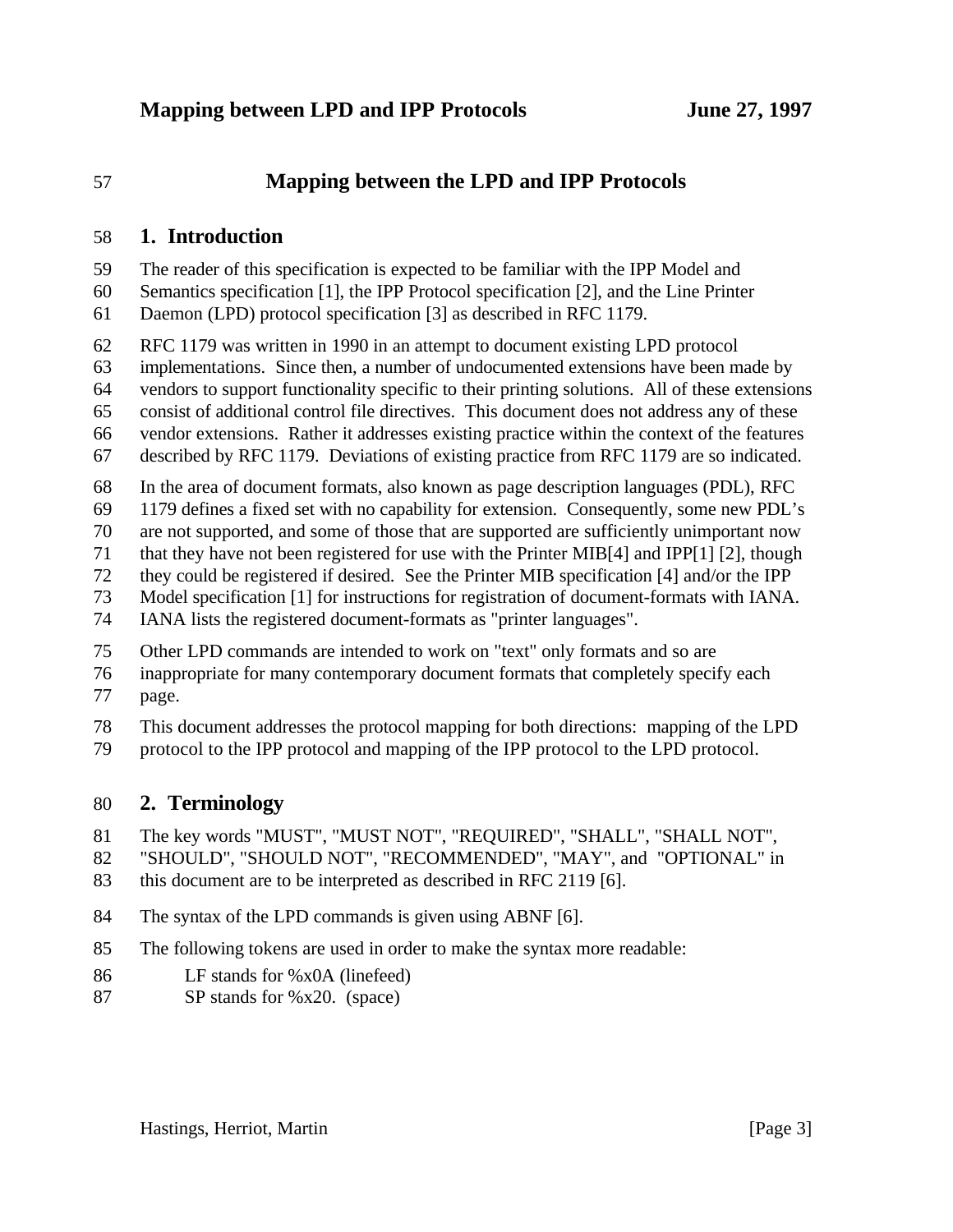# Mapping between the LPD and IPP Protocols

## 1. Introduction

The reader of this specification is expected to be familiar with the IPP Model and Semantics specification [1], the IPP Protocol specification [2], and the Line Printer Daemon (LPD) protocol specification [3] as described in RFC 1179.

RFC 1179 was written in 1990 in an attempt to document existing LPD protocol implementations. Since then, a number of undocumented extensions have been made by vendors to support functionality specific to their printing solutions. All of these extensions consist of additional control file directives. This document does not address any of these vendor extensions. Rather it addresses existing practice within the context of the features described by RFC 1179. Deviations of existing practice from RFC 1179 are so indicated.

In the area of document formats, also known as page description languages (PDL), RFC 1179 defines a fixed set with no capability for extension. Consequently, some new PDL's are not supported, and some of those that are supported are sufficiently unimportant now that they have not been registered for use with the Printer MIB[4] and IPP[1] [2], though they could be registered if desired. See the Printer MIB specification [4] and/or the IPP Model specification [1] for instructions for registration of document-formats with IANA. IANA lists the registered document-formats as "printer languages".

Other LPD commands are intended to work on "text" only formats and so are inappropriate for many contemporary document formats that completely specify each page.

This document addresses the protocol mapping for both directions: mapping of the LPD protocol to the IPP protocol and mapping of the IPP protocol to the LPD protocol.

## 2. Terminology

The key words "MUST", "MUST NOT", "REQUIRED", "SHALL", "SHALL NOT", "SHOULD", "SHOULD NOT", "RECOMMENDED", "MAY", and "OPTIONAL" in this document are to be interpreted as described in RFC 2119 [6].

The syntax of the LPD commands is given using ABNF [6].

The following tokens are used in order to make the syntax more readable:

LF stands for %x0A (linefeed)
SP stands for %x20. (space)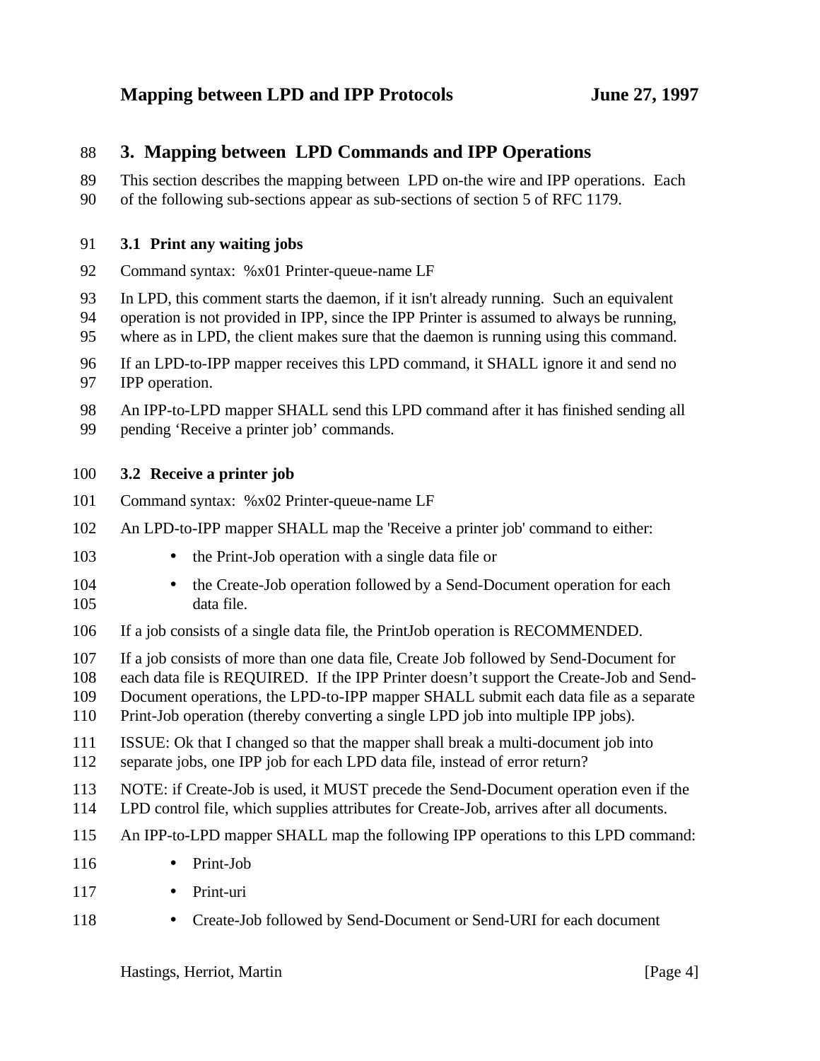## 3. Mapping between LPD Commands and IPP Operations

This section describes the mapping between LPD on-the wire and IPP operations. Each of the following sub-sections appear as sub-sections of section 5 of RFC 1179.

### 3.1 Print any waiting jobs

Command syntax: %x01 Printer-queue-name LF

In LPD, this comment starts the daemon, if it isn't already running. Such an equivalent operation is not provided in IPP, since the IPP Printer is assumed to always be running, where as in LPD, the client makes sure that the daemon is running using this command.

If an LPD-to-IPP mapper receives this LPD command, it SHALL ignore it and send no IPP operation.

An IPP-to-LPD mapper SHALL send this LPD command after it has finished sending all pending 'Receive a printer job' commands.

### 3.2 Receive a printer job

Command syntax: %x02 Printer-queue-name LF

An LPD-to-IPP mapper SHALL map the 'Receive a printer job' command to either:

- the Print-Job operation with a single data file or
- the Create-Job operation followed by a Send-Document operation for each data file.

If a job consists of a single data file, the PrintJob operation is RECOMMENDED.

If a job consists of more than one data file, Create Job followed by Send-Document for each data file is REQUIRED. If the IPP Printer doesn't support the Create-Job and Send-Document operations, the LPD-to-IPP mapper SHALL submit each data file as a separate Print-Job operation (thereby converting a single LPD job into multiple IPP jobs).

ISSUE: Ok that I changed so that the mapper shall break a multi-document job into separate jobs, one IPP job for each LPD data file, instead of error return?

NOTE: if Create-Job is used, it MUST precede the Send-Document operation even if the LPD control file, which supplies attributes for Create-Job, arrives after all documents.

An IPP-to-LPD mapper SHALL map the following IPP operations to this LPD command:

- Print-Job
- Print-uri
- Create-Job followed by Send-Document or Send-URI for each document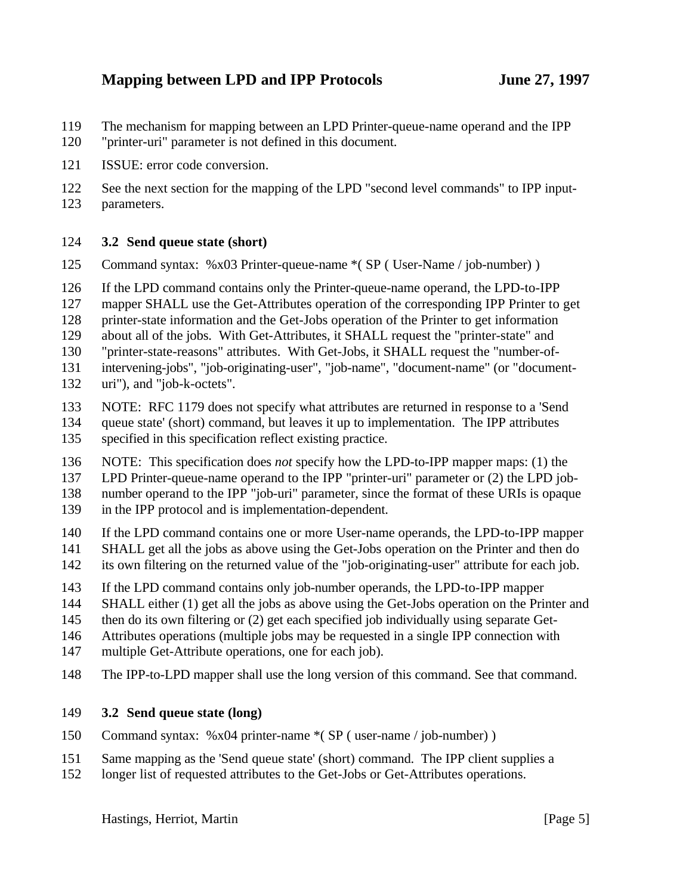The mechanism for mapping between an LPD Printer-queue-name operand and the IPP "printer-uri" parameter is not defined in this document.

ISSUE: error code conversion.

See the next section for the mapping of the LPD "second level commands" to IPP input-parameters.

### 3.2 Send queue state (short)

Command syntax: %x03 Printer-queue-name *( SP ( User-Name / job-number) )

If the LPD command contains only the Printer-queue-name operand, the LPD-to-IPP mapper SHALL use the Get-Attributes operation of the corresponding IPP Printer to get printer-state information and the Get-Jobs operation of the Printer to get information about all of the jobs. With Get-Attributes, it SHALL request the "printer-state" and "printer-state-reasons" attributes. With Get-Jobs, it SHALL request the "number-of-intervening-jobs", "job-originating-user", "job-name", "document-name" (or "document-uri"), and "job-k-octets".

NOTE: RFC 1179 does not specify what attributes are returned in response to a 'Send queue state' (short) command, but leaves it up to implementation. The IPP attributes specified in this specification reflect existing practice.

NOTE: This specification does *not* specify how the LPD-to-IPP mapper maps: (1) the LPD Printer-queue-name operand to the IPP "printer-uri" parameter or (2) the LPD job-number operand to the IPP "job-uri" parameter, since the format of these URIs is opaque in the IPP protocol and is implementation-dependent.

If the LPD command contains one or more User-name operands, the LPD-to-IPP mapper SHALL get all the jobs as above using the Get-Jobs operation on the Printer and then do its own filtering on the returned value of the "job-originating-user" attribute for each job.

If the LPD command contains only job-number operands, the LPD-to-IPP mapper SHALL either (1) get all the jobs as above using the Get-Jobs operation on the Printer and then do its own filtering or (2) get each specified job individually using separate Get-Attributes operations (multiple jobs may be requested in a single IPP connection with multiple Get-Attribute operations, one for each job).

The IPP-to-LPD mapper shall use the long version of this command. See that command.

### 3.2 Send queue state (long)

Command syntax: %x04 printer-name *( SP ( user-name / job-number) )

Same mapping as the 'Send queue state' (short) command. The IPP client supplies a longer list of requested attributes to the Get-Jobs or Get-Attributes operations.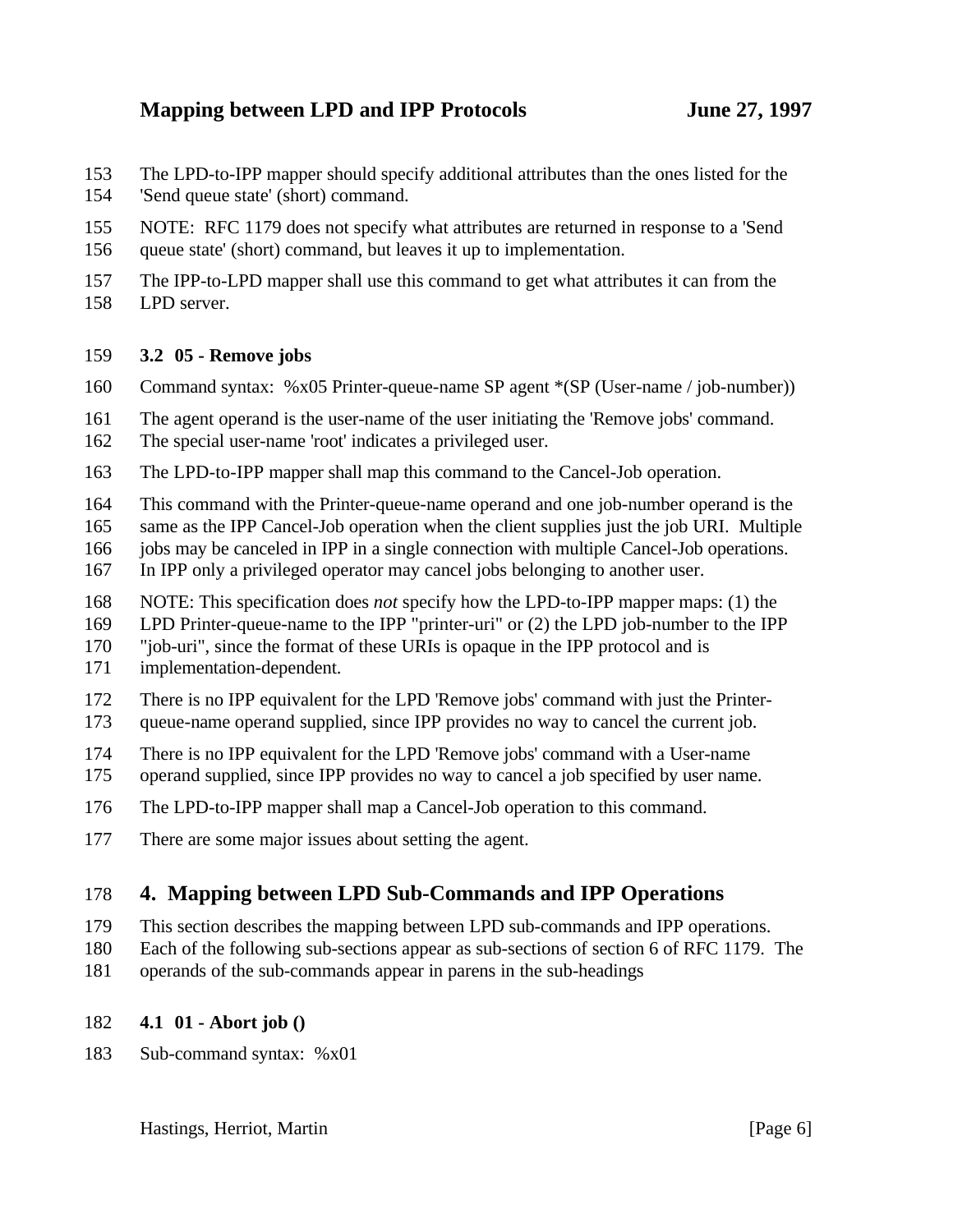The LPD-to-IPP mapper should specify additional attributes than the ones listed for the 'Send queue state' (short) command.

NOTE: RFC 1179 does not specify what attributes are returned in response to a 'Send queue state' (short) command, but leaves it up to implementation.

The IPP-to-LPD mapper shall use this command to get what attributes it can from the LPD server.

### 3.2 05 - Remove jobs

Command syntax: %x05 Printer-queue-name SP agent *(SP (User-name / job-number))

The agent operand is the user-name of the user initiating the 'Remove jobs' command. The special user-name 'root' indicates a privileged user.

The LPD-to-IPP mapper shall map this command to the Cancel-Job operation.

This command with the Printer-queue-name operand and one job-number operand is the same as the IPP Cancel-Job operation when the client supplies just the job URI. Multiple jobs may be canceled in IPP in a single connection with multiple Cancel-Job operations. In IPP only a privileged operator may cancel jobs belonging to another user.

NOTE: This specification does *not* specify how the LPD-to-IPP mapper maps: (1) the LPD Printer-queue-name to the IPP "printer-uri" or (2) the LPD job-number to the IPP "job-uri", since the format of these URIs is opaque in the IPP protocol and is implementation-dependent.

There is no IPP equivalent for the LPD 'Remove jobs' command with just the Printer-queue-name operand supplied, since IPP provides no way to cancel the current job.

There is no IPP equivalent for the LPD 'Remove jobs' command with a User-name operand supplied, since IPP provides no way to cancel a job specified by user name.

The LPD-to-IPP mapper shall map a Cancel-Job operation to this command.

There are some major issues about setting the agent.

## 4. Mapping between LPD Sub-Commands and IPP Operations

This section describes the mapping between LPD sub-commands and IPP operations. Each of the following sub-sections appear as sub-sections of section 6 of RFC 1179. The operands of the sub-commands appear in parens in the sub-headings

### 4.1 01 - Abort job ()

Sub-command syntax: %x01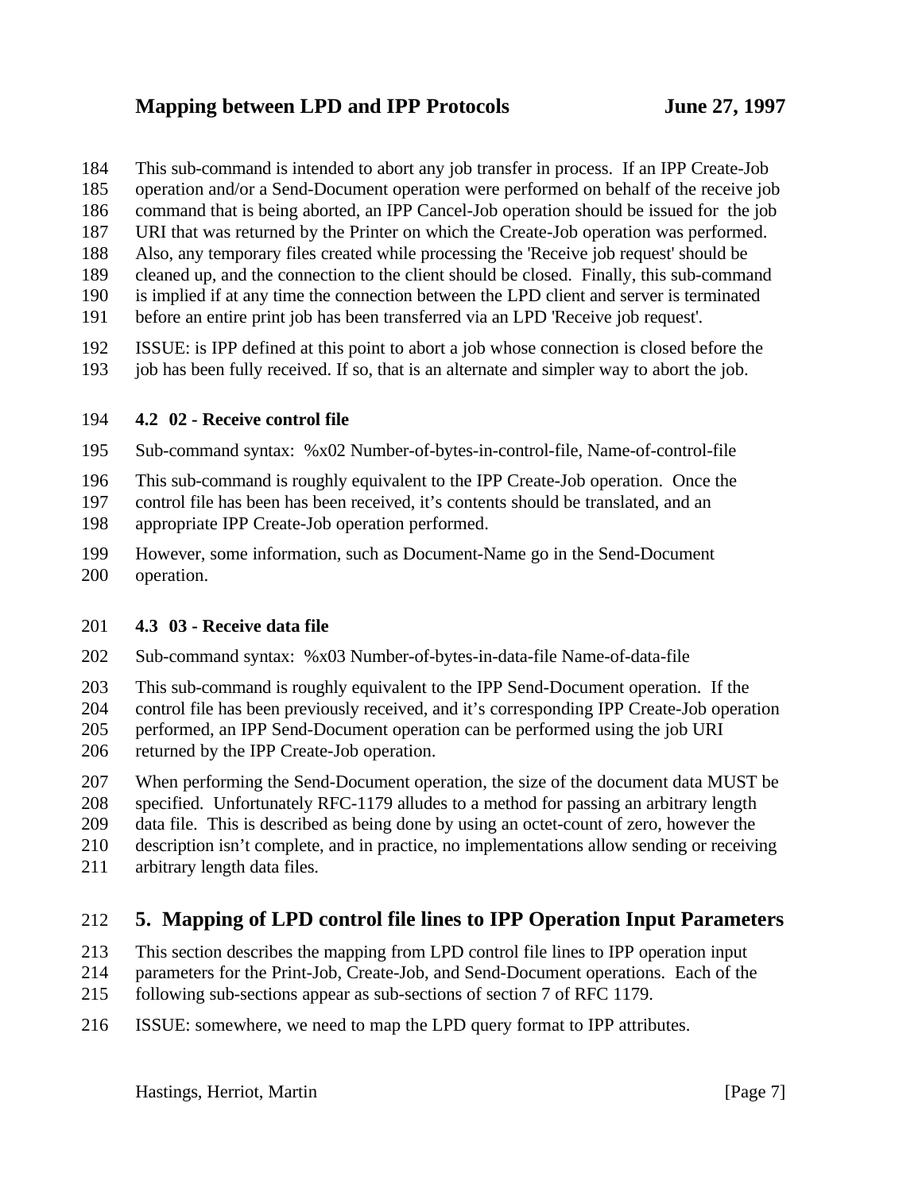This sub-command is intended to abort any job transfer in process. If an IPP Create-Job operation and/or a Send-Document operation were performed on behalf of the receive job command that is being aborted, an IPP Cancel-Job operation should be issued for the job URI that was returned by the Printer on which the Create-Job operation was performed. Also, any temporary files created while processing the 'Receive job request' should be cleaned up, and the connection to the client should be closed. Finally, this sub-command is implied if at any time the connection between the LPD client and server is terminated before an entire print job has been transferred via an LPD 'Receive job request'.

ISSUE: is IPP defined at this point to abort a job whose connection is closed before the job has been fully received. If so, that is an alternate and simpler way to abort the job.

### 4.2 02 - Receive control file

Sub-command syntax: %x02 Number-of-bytes-in-control-file, Name-of-control-file

This sub-command is roughly equivalent to the IPP Create-Job operation. Once the control file has been has been received, it's contents should be translated, and an appropriate IPP Create-Job operation performed.

However, some information, such as Document-Name go in the Send-Document operation.

### 4.3 03 - Receive data file

Sub-command syntax: %x03 Number-of-bytes-in-data-file Name-of-data-file

This sub-command is roughly equivalent to the IPP Send-Document operation. If the control file has been previously received, and it's corresponding IPP Create-Job operation performed, an IPP Send-Document operation can be performed using the job URI returned by the IPP Create-Job operation.

When performing the Send-Document operation, the size of the document data MUST be specified. Unfortunately RFC-1179 alludes to a method for passing an arbitrary length data file. This is described as being done by using an octet-count of zero, however the description isn't complete, and in practice, no implementations allow sending or receiving arbitrary length data files.

## 5. Mapping of LPD control file lines to IPP Operation Input Parameters

This section describes the mapping from LPD control file lines to IPP operation input parameters for the Print-Job, Create-Job, and Send-Document operations. Each of the following sub-sections appear as sub-sections of section 7 of RFC 1179.

ISSUE: somewhere, we need to map the LPD query format to IPP attributes.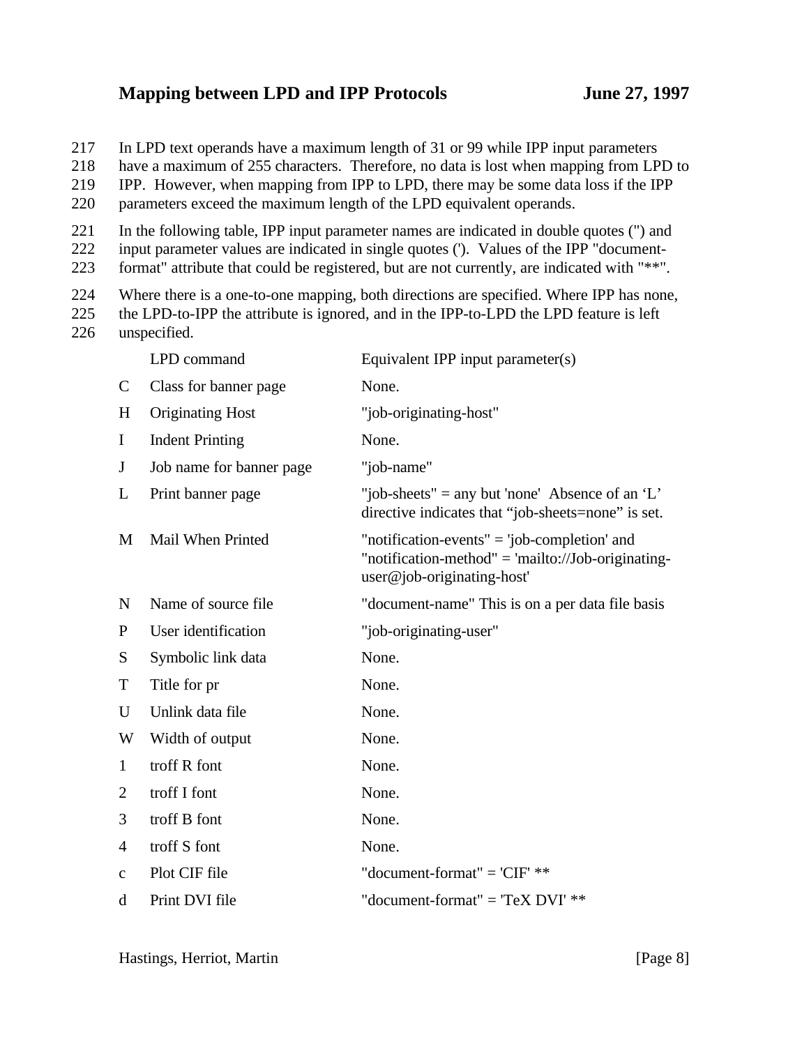In LPD text operands have a maximum length of 31 or 99 while IPP input parameters have a maximum of 255 characters. Therefore, no data is lost when mapping from LPD to IPP. However, when mapping from IPP to LPD, there may be some data loss if the IPP parameters exceed the maximum length of the LPD equivalent operands.

In the following table, IPP input parameter names are indicated in double quotes (") and input parameter values are indicated in single quotes ('). Values of the IPP "document-format" attribute that could be registered, but are not currently, are indicated with "**".

Where there is a one-to-one mapping, both directions are specified. Where IPP has none, the LPD-to-IPP the attribute is ignored, and in the IPP-to-LPD the LPD feature is left unspecified.

| | LPD command | Equivalent IPP input parameter(s) |
|---|---|---|
| C | Class for banner page | None. |
| H | Originating Host | "job-originating-host" |
| I | Indent Printing | None. |
| J | Job name for banner page | "job-name" |
| L | Print banner page | "job-sheets" = any but 'none' Absence of an ‘L’ directive indicates that “job-sheets=none” is set. |
| M | Mail When Printed | "notification-events" = 'job-completion' and "notification-method" = 'mailto://Job-originating-user@job-originating-host' |
| N | Name of source file | "document-name" This is on a per data file basis |
| P | User identification | "job-originating-user" |
| S | Symbolic link data | None. |
| T | Title for pr | None. |
| U | Unlink data file | None. |
| W | Width of output | None. |
| 1 | troff R font | None. |
| 2 | troff I font | None. |
| 3 | troff B font | None. |
| 4 | troff S font | None. |
| c | Plot CIF file | "document-format" = 'CIF' ** |
| d | Print DVI file | "document-format" = 'TeX DVI' ** |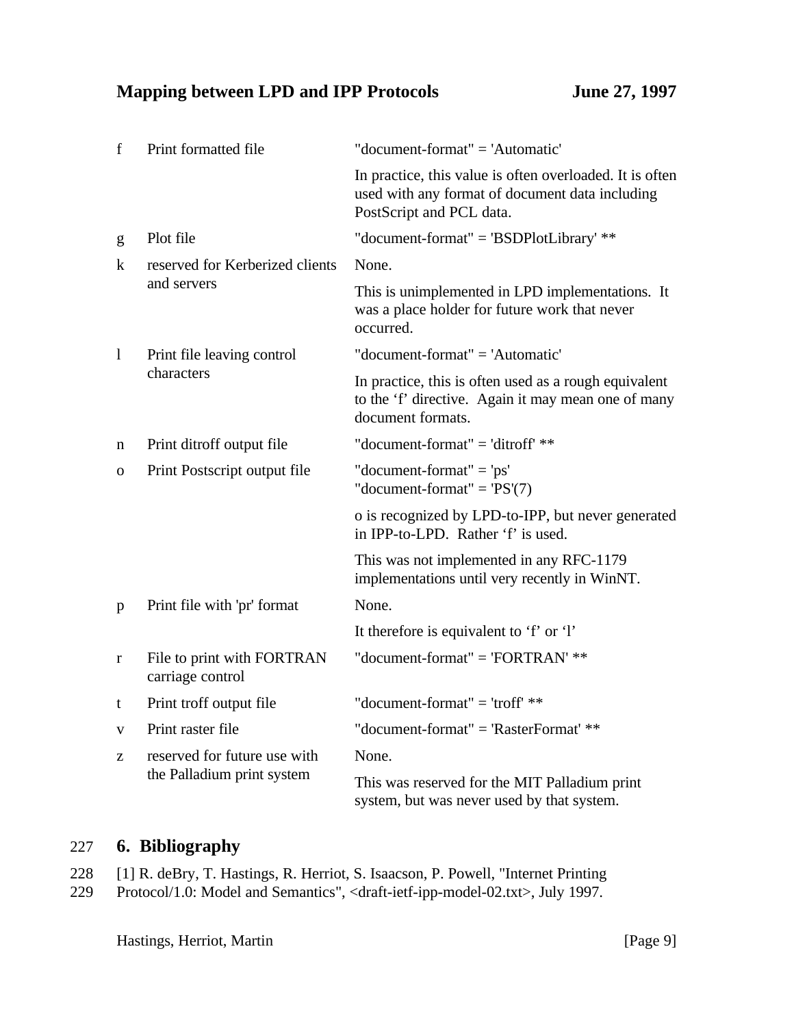| | | |
|---|---|---|
| f | Print formatted file | "document-format" = 'Automatic'<br>In practice, this value is often overloaded. It is often used with any format of document data including PostScript and PCL data. |
| g | Plot file | "document-format" = 'BSDPlotLibrary' ** |
| k | reserved for Kerberized clients and servers | None.<br>This is unimplemented in LPD implementations. It was a place holder for future work that never occurred. |
| l | Print file leaving control characters | "document-format" = 'Automatic'<br>In practice, this is often used as a rough equivalent to the 'f' directive. Again it may mean one of many document formats. |
| n | Print ditroff output file | "document-format" = 'ditroff' ** |
| o | Print Postscript output file | "document-format" = 'ps'<br>"document-format" = 'PS'(7)<br>o is recognized by LPD-to-IPP, but never generated in IPP-to-LPD. Rather 'f' is used.<br>This was not implemented in any RFC-1179 implementations until very recently in WinNT. |
| p | Print file with 'pr' format | None.<br>It therefore is equivalent to 'f' or 'l' |
| r | File to print with FORTRAN carriage control | "document-format" = 'FORTRAN' ** |
| t | Print troff output file | "document-format" = 'troff' ** |
| v | Print raster file | "document-format" = 'RasterFormat' ** |
| z | reserved for future use with the Palladium print system | None.<br>This was reserved for the MIT Palladium print system, but was never used by that system. |

227 **6. Bibliography**

228 [1] R. deBry, T. Hastings, R. Herriot, S. Isaacson, P. Powell, "Internet Printing
229 Protocol/1.0: Model and Semantics", <draft-ietf-ipp-model-02.txt>, July 1997.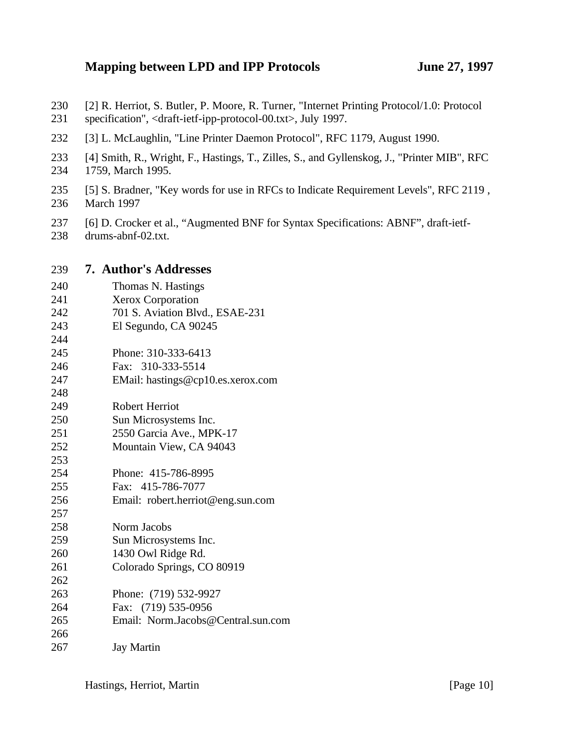[2] R. Herriot, S. Butler, P. Moore, R. Turner, "Internet Printing Protocol/1.0: Protocol specification", <draft-ietf-ipp-protocol-00.txt>, July 1997.

[3] L. McLaughlin, "Line Printer Daemon Protocol", RFC 1179, August 1990.

[4] Smith, R., Wright, F., Hastings, T., Zilles, S., and Gyllenskog, J., "Printer MIB", RFC 1759, March 1995.

[5] S. Bradner, "Key words for use in RFCs to Indicate Requirement Levels", RFC 2119 , March 1997

[6] D. Crocker et al., “Augmented BNF for Syntax Specifications: ABNF”, draft-ietf-drums-abnf-02.txt.

## 7. Author's Addresses

Thomas N. Hastings
Xerox Corporation
701 S. Aviation Blvd., ESAE-231
El Segundo, CA 90245

Phone: 310-333-6413
Fax: 310-333-5514
EMail: hastings@cp10.es.xerox.com

Robert Herriot
Sun Microsystems Inc.
2550 Garcia Ave., MPK-17
Mountain View, CA 94043

Phone: 415-786-8995
Fax: 415-786-7077
Email: robert.herriot@eng.sun.com

Norm Jacobs
Sun Microsystems Inc.
1430 Owl Ridge Rd.
Colorado Springs, CO 80919

Phone: (719) 532-9927
Fax: (719) 535-0956
Email: Norm.Jacobs@Central.sun.com

Jay Martin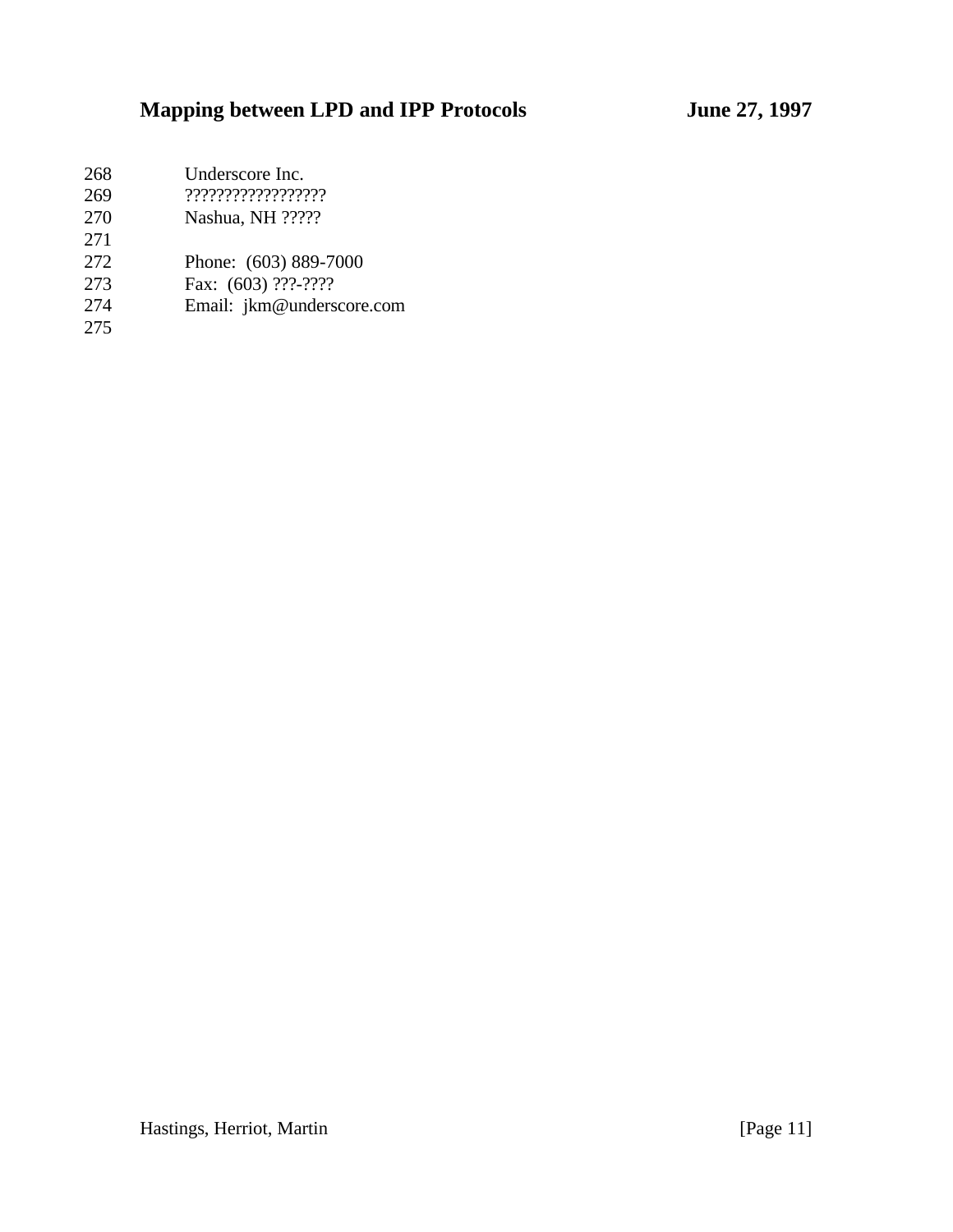Underscore Inc.
?????????????????
Nashua, NH ?????

Phone: (603) 889-7000
Fax: (603) ???-????
Email: jkm@underscore.com